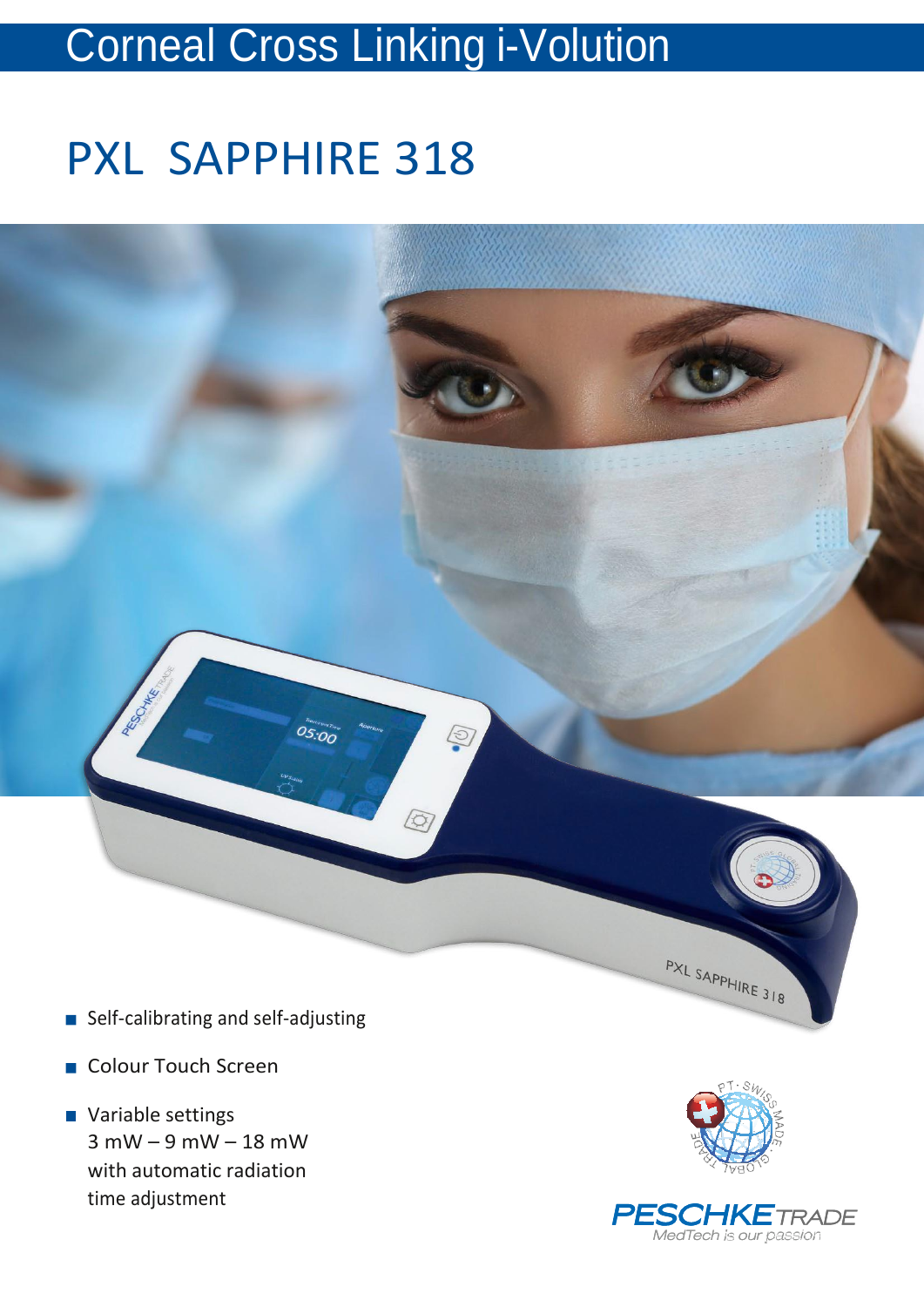# Corneal Cross Linking i-Volution

## PXL SAPPHIRE 318

- Self-calibrating and self-adjusting
- Colour Touch Screen
- Variable settings
  3 mW – 9 mW – 18 mW
  with automatic radiation
  time adjustment

PESCHKE TRADE
MedTech is our passion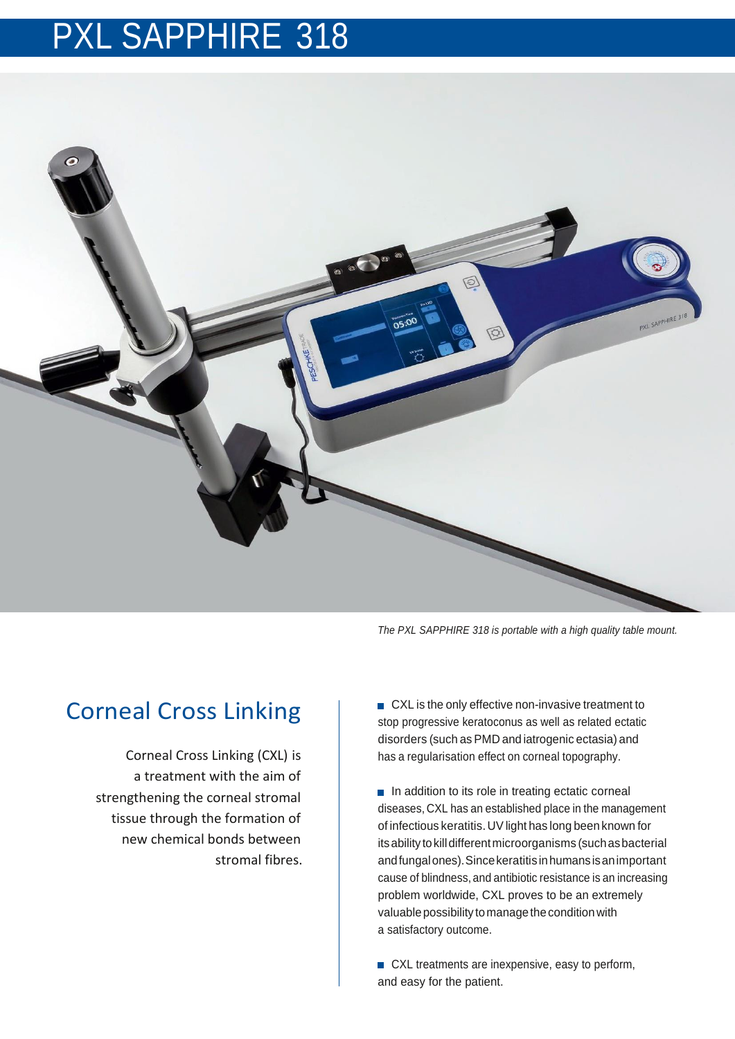# PXL SAPPHIRE 318

*The PXL SAPPHIRE 318 is portable with a high quality table mount.*

## Corneal Cross Linking

Corneal Cross Linking (CXL) is a treatment with the aim of strengthening the corneal stromal tissue through the formation of new chemical bonds between stromal fibres.

- CXL is the only effective non-invasive treatment to stop progressive keratoconus as well as related ectatic disorders (such as PMD and iatrogenic ectasia) and has a regularisation effect on corneal topography.
- In addition to its role in treating ectatic corneal diseases, CXL has an established place in the management of infectious keratitis. UV light has long been known for its ability to kill different microorganisms (such as bacterial and fungal ones). Since keratitis in humans is an important cause of blindness, and antibiotic resistance is an increasing problem worldwide, CXL proves to be an extremely valuable possibility to manage the condition with a satisfactory outcome.
- CXL treatments are inexpensive, easy to perform, and easy for the patient.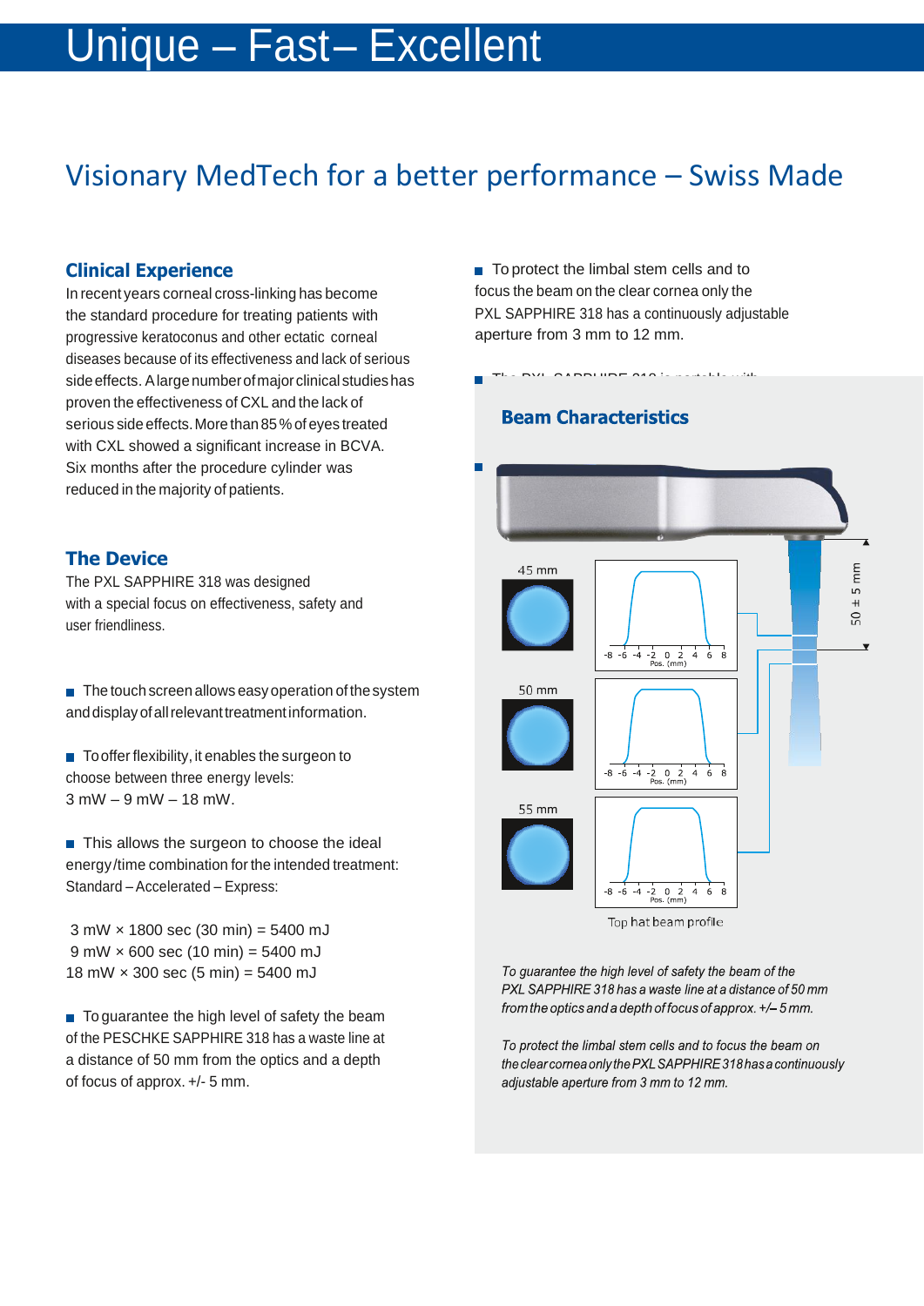# Unique – Fast– Excellent

## Visionary MedTech for a better performance – Swiss Made

### Clinical Experience

In recent years corneal cross-linking has become the standard procedure for treating patients with progressive keratoconus and other ectatic corneal diseases because of its effectiveness and lack of serious side effects. A large number of major clinical studies has proven the effectiveness of CXL and the lack of serious side effects. More than 85 % of eyes treated with CXL showed a significant increase in BCVA. Six months after the procedure cylinder was reduced in the majority of patients.

### The Device

The PXL SAPPHIRE 318 was designed with a special focus on effectiveness, safety and user friendliness.

- The touch screen allows easy operation of the system and display of all relevant treatment information.
- To offer flexibility, it enables the surgeon to choose between three energy levels: 3 mW – 9 mW – 18 mW.
- This allows the surgeon to choose the ideal energy/time combination for the intended treatment: Standard – Accelerated – Express:

3 mW × 1800 sec (30 min) = 5400 mJ
9 mW × 600 sec (10 min) = 5400 mJ
18 mW × 300 sec (5 min) = 5400 mJ

- To guarantee the high level of safety the beam of the PESCHKE SAPPHIRE 318 has a waste line at a distance of 50 mm from the optics and a depth of focus of approx. +/- 5 mm.
- To protect the limbal stem cells and to focus the beam on the clear cornea only the PXL SAPPHIRE 318 has a continuously adjustable aperture from 3 mm to 12 mm.

### Beam Characteristics

45 mm

50 mm

55 mm

50 ± 5 mm

Top hat beam profile

*To guarantee the high level of safety the beam of the PXL SAPPHIRE 318 has a waste line at a distance of 50 mm from the optics and a depth of focus of approx. +/– 5 mm.*

*To protect the limbal stem cells and to focus the beam on the clear cornea only the PXL SAPPHIRE 318 has a continuously adjustable aperture from 3 mm to 12 mm.*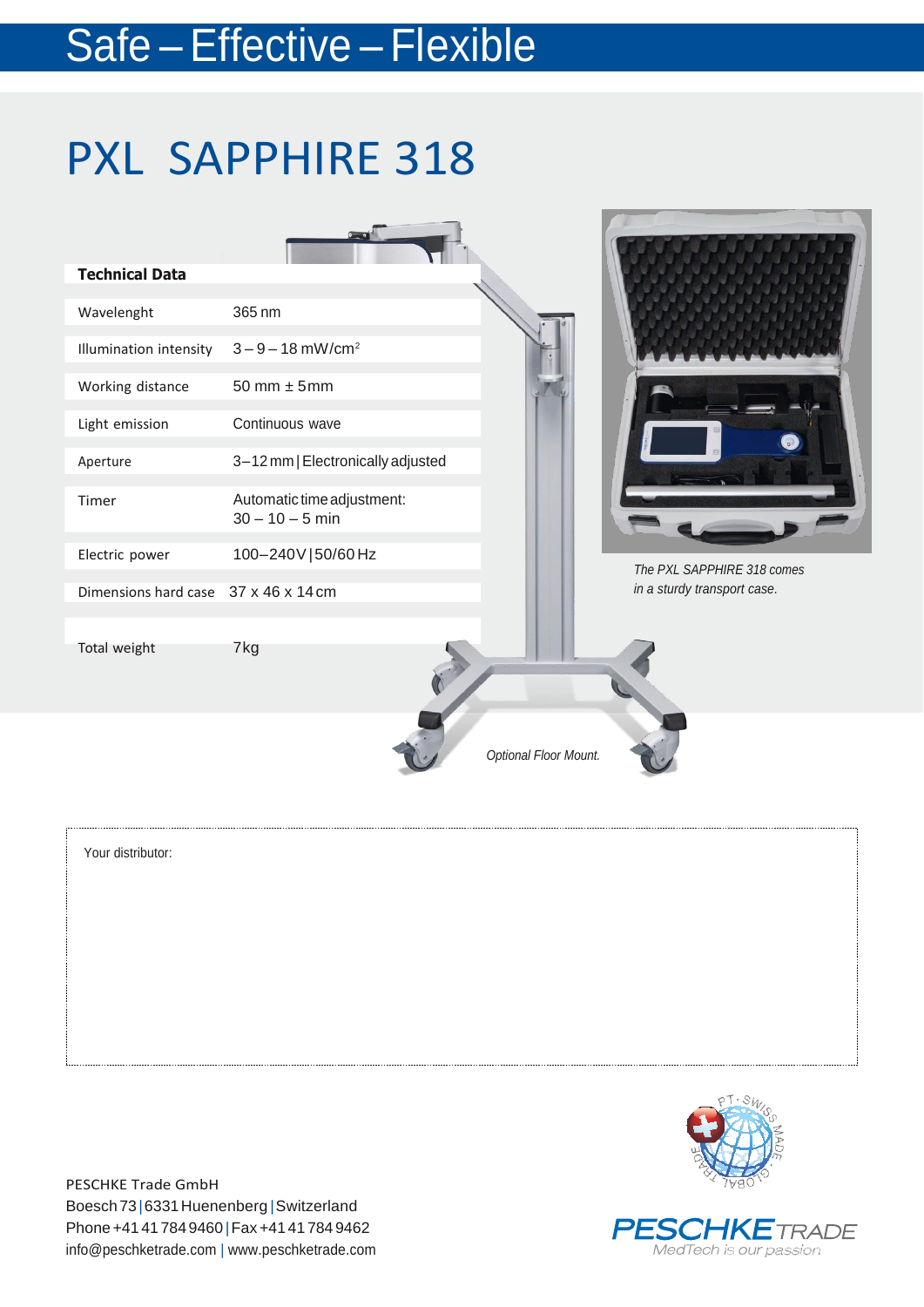# Safe – Effective – Flexible

## PXL SAPPHIRE 318

| Technical Data | |
|---|---|
| Wavelenght | 365 nm |
| Illumination intensity | 3 – 9 – 18 mW/cm$^2$ |
| Working distance | 50 mm ± 5mm |
| Light emission | Continuous wave |
| Aperture | 3–12 mm \| Electronically adjusted |
| Timer | Automatic time adjustment: 30 – 10 – 5 min |
| Electric power | 100–240V \| 50/60 Hz |
| Dimensions hard case | 37 x 46 x 14 cm |
| | |
| Total weight | 7kg |

*The PXL SAPPHIRE 318 comes in a sturdy transport case.*

*Optional Floor Mount.*

Your distributor:

PESCHKE Trade GmbH
Boesch 73 | 6331 Huenenberg | Switzerland
Phone +41 41 784 9460 | Fax +41 41 784 9462
info@peschketrade.com | www.peschketrade.com

PT · SWISS MADE · GLOBAL TRADE

PESCHKE TRADE
MedTech is our passion